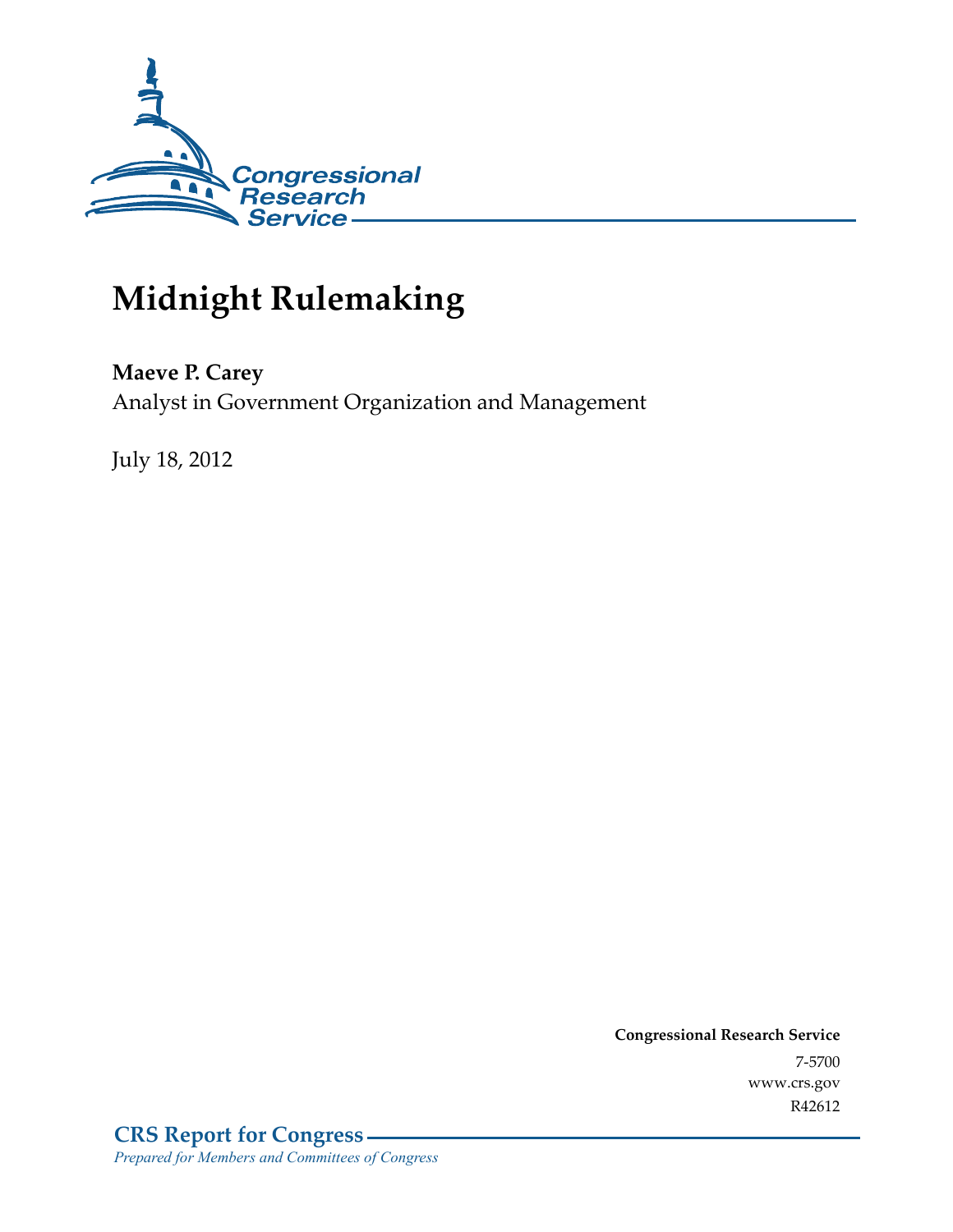Congressional Research Service

# Midnight Rulemaking

**Maeve P. Carey**
Analyst in Government Organization and Management

July 18, 2012

**Congressional Research Service**
7-5700
www.crs.gov
R42612

**CRS Report for Congress**
*Prepared for Members and Committees of Congress*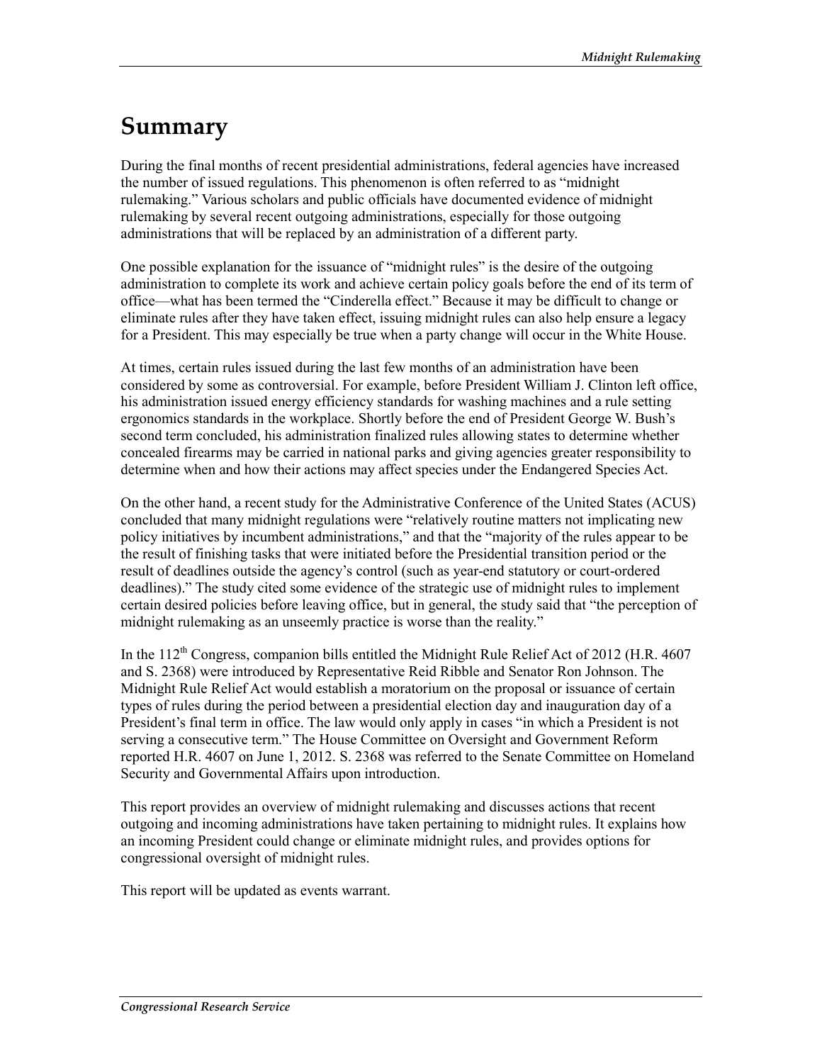# Summary

During the final months of recent presidential administrations, federal agencies have increased the number of issued regulations. This phenomenon is often referred to as "midnight rulemaking." Various scholars and public officials have documented evidence of midnight rulemaking by several recent outgoing administrations, especially for those outgoing administrations that will be replaced by an administration of a different party.

One possible explanation for the issuance of "midnight rules" is the desire of the outgoing administration to complete its work and achieve certain policy goals before the end of its term of office—what has been termed the "Cinderella effect." Because it may be difficult to change or eliminate rules after they have taken effect, issuing midnight rules can also help ensure a legacy for a President. This may especially be true when a party change will occur in the White House.

At times, certain rules issued during the last few months of an administration have been considered by some as controversial. For example, before President William J. Clinton left office, his administration issued energy efficiency standards for washing machines and a rule setting ergonomics standards in the workplace. Shortly before the end of President George W. Bush's second term concluded, his administration finalized rules allowing states to determine whether concealed firearms may be carried in national parks and giving agencies greater responsibility to determine when and how their actions may affect species under the Endangered Species Act.

On the other hand, a recent study for the Administrative Conference of the United States (ACUS) concluded that many midnight regulations were "relatively routine matters not implicating new policy initiatives by incumbent administrations," and that the "majority of the rules appear to be the result of finishing tasks that were initiated before the Presidential transition period or the result of deadlines outside the agency's control (such as year-end statutory or court-ordered deadlines)." The study cited some evidence of the strategic use of midnight rules to implement certain desired policies before leaving office, but in general, the study said that "the perception of midnight rulemaking as an unseemly practice is worse than the reality."

In the 112th Congress, companion bills entitled the Midnight Rule Relief Act of 2012 (H.R. 4607 and S. 2368) were introduced by Representative Reid Ribble and Senator Ron Johnson. The Midnight Rule Relief Act would establish a moratorium on the proposal or issuance of certain types of rules during the period between a presidential election day and inauguration day of a President's final term in office. The law would only apply in cases "in which a President is not serving a consecutive term." The House Committee on Oversight and Government Reform reported H.R. 4607 on June 1, 2012. S. 2368 was referred to the Senate Committee on Homeland Security and Governmental Affairs upon introduction.

This report provides an overview of midnight rulemaking and discusses actions that recent outgoing and incoming administrations have taken pertaining to midnight rules. It explains how an incoming President could change or eliminate midnight rules, and provides options for congressional oversight of midnight rules.

This report will be updated as events warrant.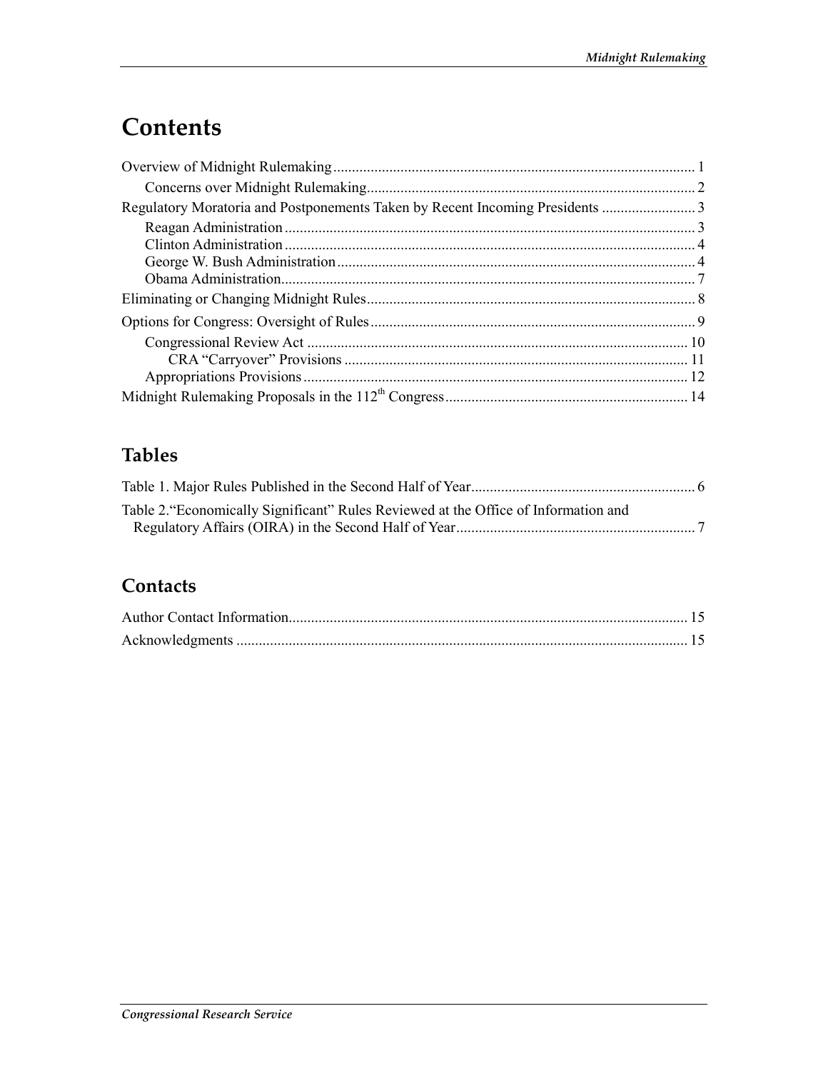# Contents

Overview of Midnight Rulemaking ..... 1

Concerns over Midnight Rulemaking ..... 2

Regulatory Moratoria and Postponements Taken by Recent Incoming Presidents ..... 3

Reagan Administration ..... 3

Clinton Administration ..... 4

George W. Bush Administration ..... 4

Obama Administration ..... 7

Eliminating or Changing Midnight Rules ..... 8

Options for Congress: Oversight of Rules ..... 9

Congressional Review Act ..... 10

CRA "Carryover" Provisions ..... 11

Appropriations Provisions ..... 12

Midnight Rulemaking Proposals in the 112th Congress ..... 14

## Tables

Table 1. Major Rules Published in the Second Half of Year ..... 6

Table 2. "Economically Significant" Rules Reviewed at the Office of Information and Regulatory Affairs (OIRA) in the Second Half of Year ..... 7

## Contacts

Author Contact Information ..... 15

Acknowledgments ..... 15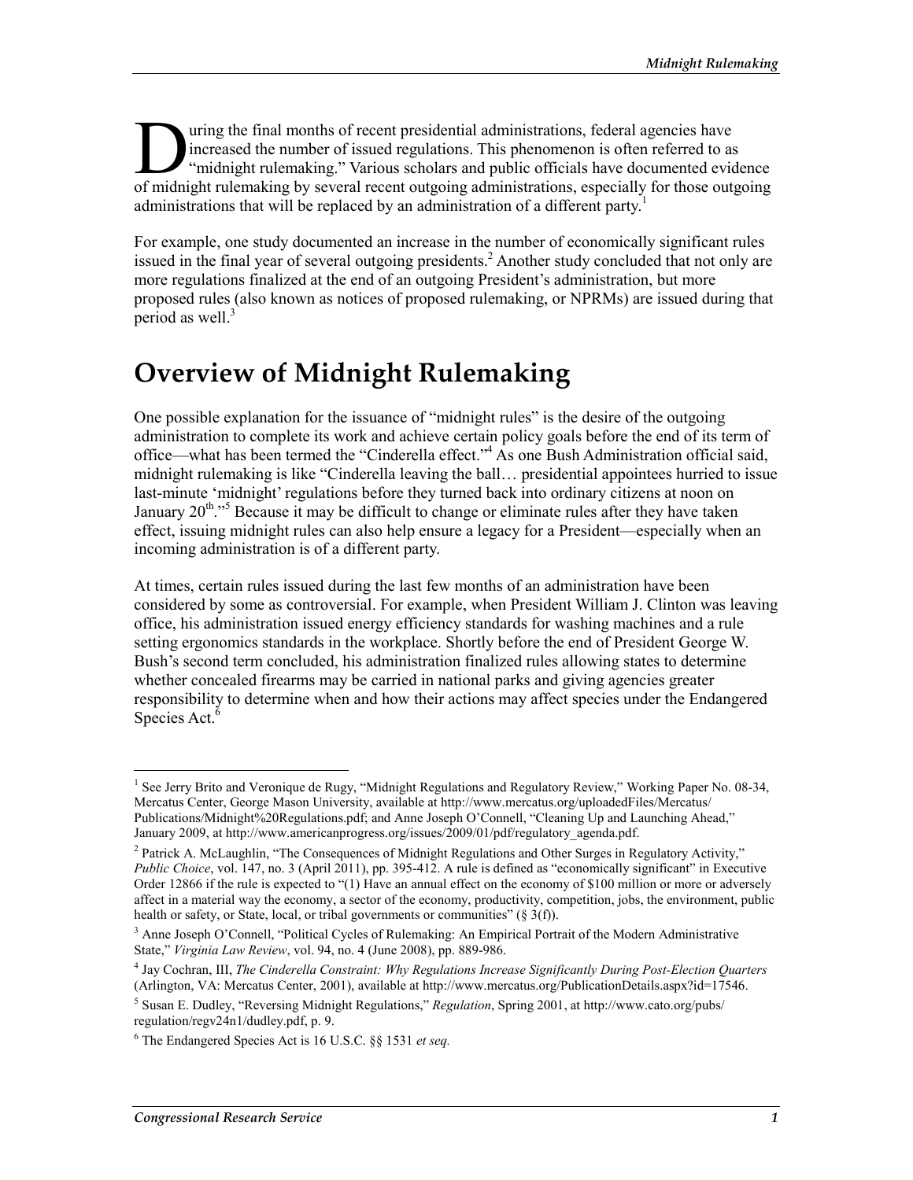During the final months of recent presidential administrations, federal agencies have increased the number of issued regulations. This phenomenon is often referred to as "midnight rulemaking." Various scholars and public officials have documented evidence of midnight rulemaking by several recent outgoing administrations, especially for those outgoing administrations that will be replaced by an administration of a different party.[1]

For example, one study documented an increase in the number of economically significant rules issued in the final year of several outgoing presidents.[2] Another study concluded that not only are more regulations finalized at the end of an outgoing President's administration, but more proposed rules (also known as notices of proposed rulemaking, or NPRMs) are issued during that period as well.[3]

# Overview of Midnight Rulemaking

One possible explanation for the issuance of "midnight rules" is the desire of the outgoing administration to complete its work and achieve certain policy goals before the end of its term of office—what has been termed the "Cinderella effect."[4] As one Bush Administration official said, midnight rulemaking is like "Cinderella leaving the ball… presidential appointees hurried to issue last-minute 'midnight' regulations before they turned back into ordinary citizens at noon on January 20th."[5] Because it may be difficult to change or eliminate rules after they have taken effect, issuing midnight rules can also help ensure a legacy for a President—especially when an incoming administration is of a different party.

At times, certain rules issued during the last few months of an administration have been considered by some as controversial. For example, when President William J. Clinton was leaving office, his administration issued energy efficiency standards for washing machines and a rule setting ergonomics standards in the workplace. Shortly before the end of President George W. Bush's second term concluded, his administration finalized rules allowing states to determine whether concealed firearms may be carried in national parks and giving agencies greater responsibility to determine when and how their actions may affect species under the Endangered Species Act.[6]

---

[1] See Jerry Brito and Veronique de Rugy, "Midnight Regulations and Regulatory Review," Working Paper No. 08-34, Mercatus Center, George Mason University, available at http://www.mercatus.org/uploadedFiles/Mercatus/Publications/Midnight%20Regulations.pdf; and Anne Joseph O'Connell, "Cleaning Up and Launching Ahead," January 2009, at http://www.americanprogress.org/issues/2009/01/pdf/regulatory_agenda.pdf.

[2] Patrick A. McLaughlin, "The Consequences of Midnight Regulations and Other Surges in Regulatory Activity," *Public Choice*, vol. 147, no. 3 (April 2011), pp. 395-412. A rule is defined as "economically significant" in Executive Order 12866 if the rule is expected to "(1) Have an annual effect on the economy of $100 million or more or adversely affect in a material way the economy, a sector of the economy, productivity, competition, jobs, the environment, public health or safety, or State, local, or tribal governments or communities" (§ 3(f)).

[3] Anne Joseph O'Connell, "Political Cycles of Rulemaking: An Empirical Portrait of the Modern Administrative State," *Virginia Law Review*, vol. 94, no. 4 (June 2008), pp. 889-986.

[4] Jay Cochran, III, *The Cinderella Constraint: Why Regulations Increase Significantly During Post-Election Quarters* (Arlington, VA: Mercatus Center, 2001), available at http://www.mercatus.org/PublicationDetails.aspx?id=17546.

[5] Susan E. Dudley, "Reversing Midnight Regulations," *Regulation*, Spring 2001, at http://www.cato.org/pubs/regulation/regv24n1/dudley.pdf, p. 9.

[6] The Endangered Species Act is 16 U.S.C. §§ 1531 *et seq.*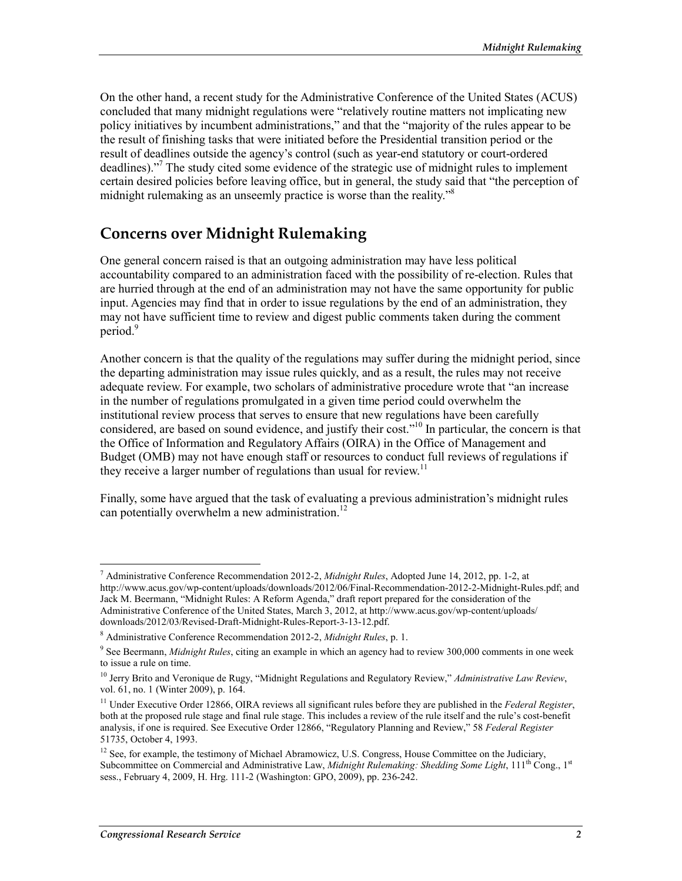On the other hand, a recent study for the Administrative Conference of the United States (ACUS) concluded that many midnight regulations were "relatively routine matters not implicating new policy initiatives by incumbent administrations," and that the "majority of the rules appear to be the result of finishing tasks that were initiated before the Presidential transition period or the result of deadlines outside the agency's control (such as year-end statutory or court-ordered deadlines)."[7] The study cited some evidence of the strategic use of midnight rules to implement certain desired policies before leaving office, but in general, the study said that "the perception of midnight rulemaking as an unseemly practice is worse than the reality."[8]

## Concerns over Midnight Rulemaking

One general concern raised is that an outgoing administration may have less political accountability compared to an administration faced with the possibility of re-election. Rules that are hurried through at the end of an administration may not have the same opportunity for public input. Agencies may find that in order to issue regulations by the end of an administration, they may not have sufficient time to review and digest public comments taken during the comment period.[9]

Another concern is that the quality of the regulations may suffer during the midnight period, since the departing administration may issue rules quickly, and as a result, the rules may not receive adequate review. For example, two scholars of administrative procedure wrote that "an increase in the number of regulations promulgated in a given time period could overwhelm the institutional review process that serves to ensure that new regulations have been carefully considered, are based on sound evidence, and justify their cost."[10] In particular, the concern is that the Office of Information and Regulatory Affairs (OIRA) in the Office of Management and Budget (OMB) may not have enough staff or resources to conduct full reviews of regulations if they receive a larger number of regulations than usual for review.[11]

Finally, some have argued that the task of evaluating a previous administration's midnight rules can potentially overwhelm a new administration.[12]

---

[7] Administrative Conference Recommendation 2012-2, *Midnight Rules*, Adopted June 14, 2012, pp. 1-2, at http://www.acus.gov/wp-content/uploads/downloads/2012/06/Final-Recommendation-2012-2-Midnight-Rules.pdf; and Jack M. Beermann, "Midnight Rules: A Reform Agenda," draft report prepared for the consideration of the Administrative Conference of the United States, March 3, 2012, at http://www.acus.gov/wp-content/uploads/downloads/2012/03/Revised-Draft-Midnight-Rules-Report-3-13-12.pdf.

[8] Administrative Conference Recommendation 2012-2, *Midnight Rules*, p. 1.

[9] See Beermann, *Midnight Rules*, citing an example in which an agency had to review 300,000 comments in one week to issue a rule on time.

[10] Jerry Brito and Veronique de Rugy, "Midnight Regulations and Regulatory Review," *Administrative Law Review*, vol. 61, no. 1 (Winter 2009), p. 164.

[11] Under Executive Order 12866, OIRA reviews all significant rules before they are published in the *Federal Register*, both at the proposed rule stage and final rule stage. This includes a review of the rule itself and the rule's cost-benefit analysis, if one is required. See Executive Order 12866, "Regulatory Planning and Review," 58 *Federal Register* 51735, October 4, 1993.

[12] See, for example, the testimony of Michael Abramowicz, U.S. Congress, House Committee on the Judiciary, Subcommittee on Commercial and Administrative Law, *Midnight Rulemaking: Shedding Some Light*, 111th Cong., 1st sess., February 4, 2009, H. Hrg. 111-2 (Washington: GPO, 2009), pp. 236-242.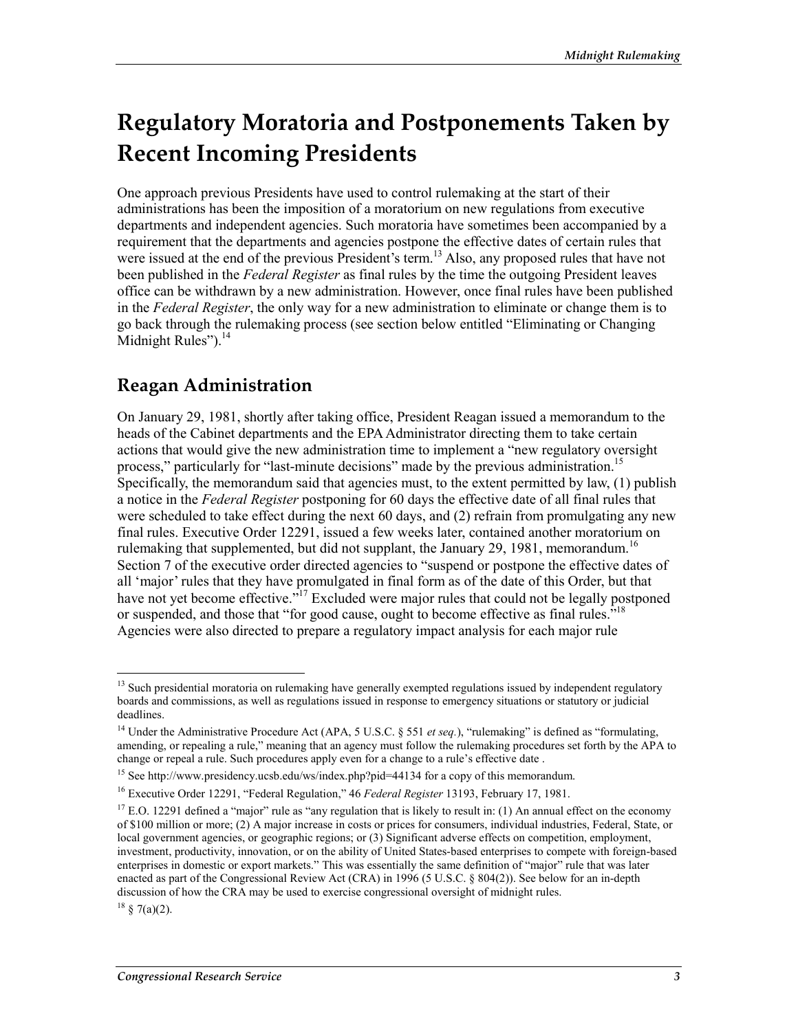# Regulatory Moratoria and Postponements Taken by Recent Incoming Presidents

One approach previous Presidents have used to control rulemaking at the start of their administrations has been the imposition of a moratorium on new regulations from executive departments and independent agencies. Such moratoria have sometimes been accompanied by a requirement that the departments and agencies postpone the effective dates of certain rules that were issued at the end of the previous President's term.[13] Also, any proposed rules that have not been published in the *Federal Register* as final rules by the time the outgoing President leaves office can be withdrawn by a new administration. However, once final rules have been published in the *Federal Register*, the only way for a new administration to eliminate or change them is to go back through the rulemaking process (see section below entitled "Eliminating or Changing Midnight Rules").[14]

## Reagan Administration

On January 29, 1981, shortly after taking office, President Reagan issued a memorandum to the heads of the Cabinet departments and the EPA Administrator directing them to take certain actions that would give the new administration time to implement a "new regulatory oversight process," particularly for "last-minute decisions" made by the previous administration.[15] Specifically, the memorandum said that agencies must, to the extent permitted by law, (1) publish a notice in the *Federal Register* postponing for 60 days the effective date of all final rules that were scheduled to take effect during the next 60 days, and (2) refrain from promulgating any new final rules. Executive Order 12291, issued a few weeks later, contained another moratorium on rulemaking that supplemented, but did not supplant, the January 29, 1981, memorandum.[16] Section 7 of the executive order directed agencies to "suspend or postpone the effective dates of all 'major' rules that they have promulgated in final form as of the date of this Order, but that have not yet become effective."[17] Excluded were major rules that could not be legally postponed or suspended, and those that "for good cause, ought to become effective as final rules."[18] Agencies were also directed to prepare a regulatory impact analysis for each major rule

---

[13] Such presidential moratoria on rulemaking have generally exempted regulations issued by independent regulatory boards and commissions, as well as regulations issued in response to emergency situations or statutory or judicial deadlines.

[14] Under the Administrative Procedure Act (APA, 5 U.S.C. § 551 *et seq.*), "rulemaking" is defined as "formulating, amending, or repealing a rule," meaning that an agency must follow the rulemaking procedures set forth by the APA to change or repeal a rule. Such procedures apply even for a change to a rule's effective date .

[15] See http://www.presidency.ucsb.edu/ws/index.php?pid=44134 for a copy of this memorandum.

[16] Executive Order 12291, "Federal Regulation," 46 *Federal Register* 13193, February 17, 1981.

[17] E.O. 12291 defined a "major" rule as "any regulation that is likely to result in: (1) An annual effect on the economy of $100 million or more; (2) A major increase in costs or prices for consumers, individual industries, Federal, State, or local government agencies, or geographic regions; or (3) Significant adverse effects on competition, employment, investment, productivity, innovation, or on the ability of United States-based enterprises to compete with foreign-based enterprises in domestic or export markets." This was essentially the same definition of "major" rule that was later enacted as part of the Congressional Review Act (CRA) in 1996 (5 U.S.C. § 804(2)). See below for an in-depth discussion of how the CRA may be used to exercise congressional oversight of midnight rules.

[18] § 7(a)(2).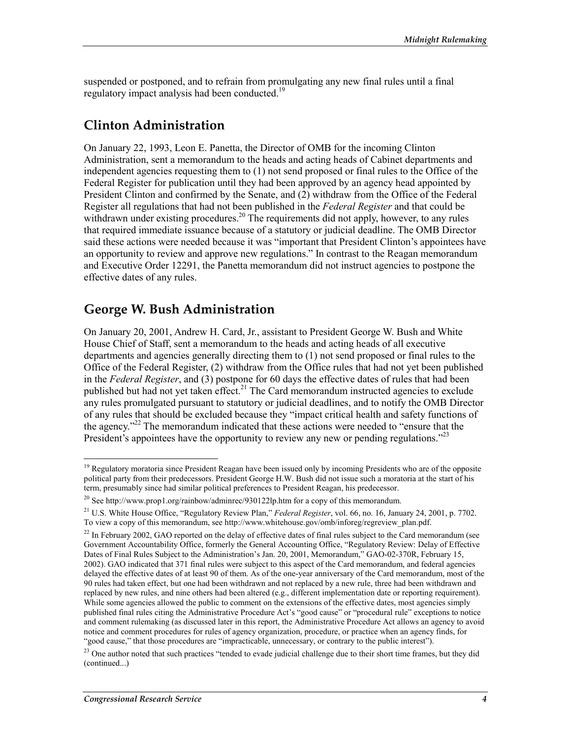suspended or postponed, and to refrain from promulgating any new final rules until a final regulatory impact analysis had been conducted.[19]

## Clinton Administration

On January 22, 1993, Leon E. Panetta, the Director of OMB for the incoming Clinton Administration, sent a memorandum to the heads and acting heads of Cabinet departments and independent agencies requesting them to (1) not send proposed or final rules to the Office of the Federal Register for publication until they had been approved by an agency head appointed by President Clinton and confirmed by the Senate, and (2) withdraw from the Office of the Federal Register all regulations that had not been published in the *Federal Register* and that could be withdrawn under existing procedures.[20] The requirements did not apply, however, to any rules that required immediate issuance because of a statutory or judicial deadline. The OMB Director said these actions were needed because it was "important that President Clinton's appointees have an opportunity to review and approve new regulations." In contrast to the Reagan memorandum and Executive Order 12291, the Panetta memorandum did not instruct agencies to postpone the effective dates of any rules.

## George W. Bush Administration

On January 20, 2001, Andrew H. Card, Jr., assistant to President George W. Bush and White House Chief of Staff, sent a memorandum to the heads and acting heads of all executive departments and agencies generally directing them to (1) not send proposed or final rules to the Office of the Federal Register, (2) withdraw from the Office rules that had not yet been published in the *Federal Register*, and (3) postpone for 60 days the effective dates of rules that had been published but had not yet taken effect.[21] The Card memorandum instructed agencies to exclude any rules promulgated pursuant to statutory or judicial deadlines, and to notify the OMB Director of any rules that should be excluded because they "impact critical health and safety functions of the agency."[22] The memorandum indicated that these actions were needed to "ensure that the President's appointees have the opportunity to review any new or pending regulations."[23]

[19] Regulatory moratoria since President Reagan have been issued only by incoming Presidents who are of the opposite political party from their predecessors. President George H.W. Bush did not issue such a moratoria at the start of his term, presumably since had similar political preferences to President Reagan, his predecessor.

[20] See http://www.prop1.org/rainbow/adminrec/930122lp.htm for a copy of this memorandum.

[21] U.S. White House Office, "Regulatory Review Plan," *Federal Register*, vol. 66, no. 16, January 24, 2001, p. 7702. To view a copy of this memorandum, see http://www.whitehouse.gov/omb/inforeg/regreview_plan.pdf.

[22] In February 2002, GAO reported on the delay of effective dates of final rules subject to the Card memorandum (see Government Accountability Office, formerly the General Accounting Office, "Regulatory Review: Delay of Effective Dates of Final Rules Subject to the Administration's Jan. 20, 2001, Memorandum," GAO-02-370R, February 15, 2002). GAO indicated that 371 final rules were subject to this aspect of the Card memorandum, and federal agencies delayed the effective dates of at least 90 of them. As of the one-year anniversary of the Card memorandum, most of the 90 rules had taken effect, but one had been withdrawn and not replaced by a new rule, three had been withdrawn and replaced by new rules, and nine others had been altered (e.g., different implementation date or reporting requirement). While some agencies allowed the public to comment on the extensions of the effective dates, most agencies simply published final rules citing the Administrative Procedure Act's "good cause" or "procedural rule" exceptions to notice and comment rulemaking (as discussed later in this report, the Administrative Procedure Act allows an agency to avoid notice and comment procedures for rules of agency organization, procedure, or practice when an agency finds, for "good cause," that those procedures are "impracticable, unnecessary, or contrary to the public interest").

[23] One author noted that such practices "tended to evade judicial challenge due to their short time frames, but they did (continued...)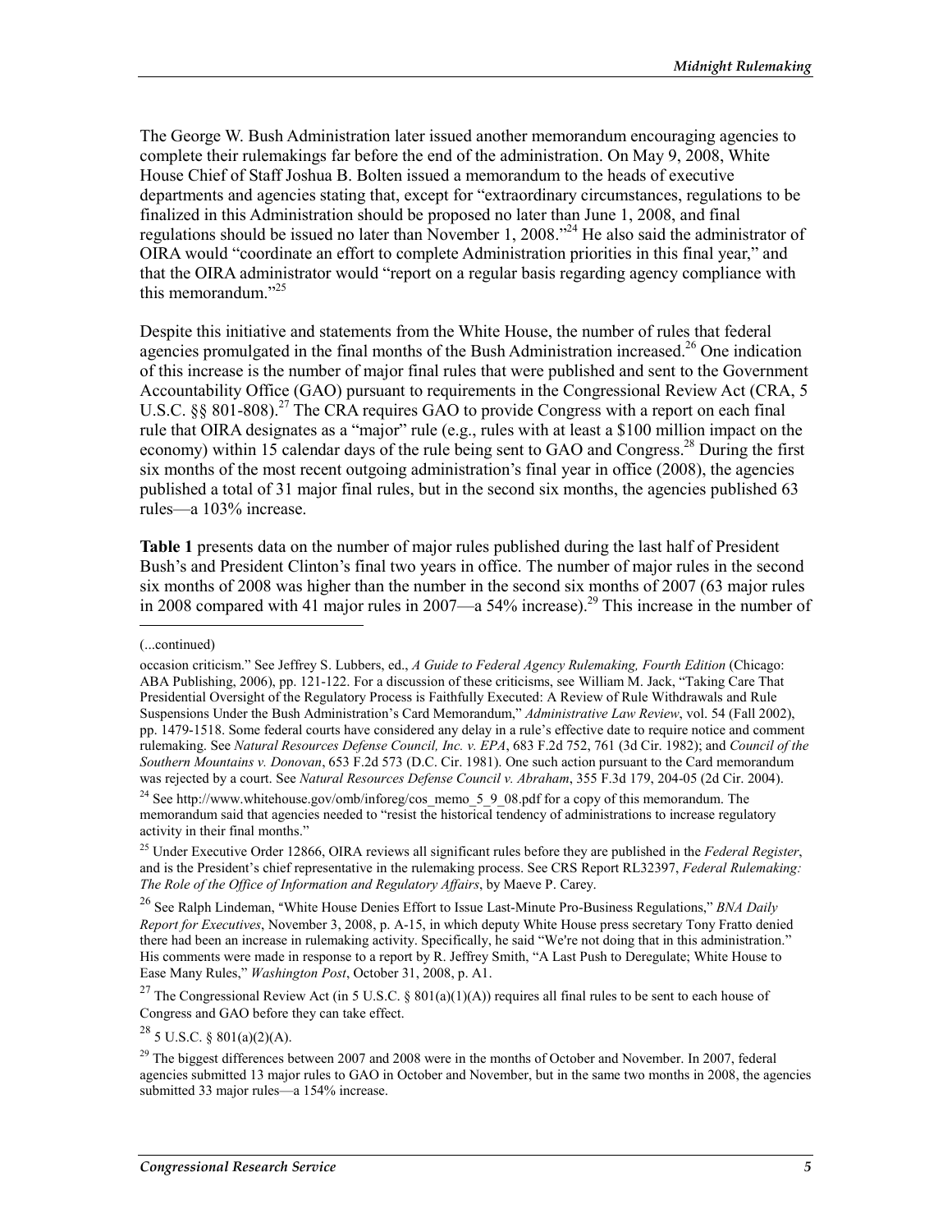The George W. Bush Administration later issued another memorandum encouraging agencies to complete their rulemakings far before the end of the administration. On May 9, 2008, White House Chief of Staff Joshua B. Bolten issued a memorandum to the heads of executive departments and agencies stating that, except for "extraordinary circumstances, regulations to be finalized in this Administration should be proposed no later than June 1, 2008, and final regulations should be issued no later than November 1, 2008."[24] He also said the administrator of OIRA would "coordinate an effort to complete Administration priorities in this final year," and that the OIRA administrator would "report on a regular basis regarding agency compliance with this memorandum."[25]

Despite this initiative and statements from the White House, the number of rules that federal agencies promulgated in the final months of the Bush Administration increased.[26] One indication of this increase is the number of major final rules that were published and sent to the Government Accountability Office (GAO) pursuant to requirements in the Congressional Review Act (CRA, 5 U.S.C. §§ 801-808).[27] The CRA requires GAO to provide Congress with a report on each final rule that OIRA designates as a "major" rule (e.g., rules with at least a $100 million impact on the economy) within 15 calendar days of the rule being sent to GAO and Congress.[28] During the first six months of the most recent outgoing administration's final year in office (2008), the agencies published a total of 31 major final rules, but in the second six months, the agencies published 63 rules—a 103% increase.

**Table 1** presents data on the number of major rules published during the last half of President Bush's and President Clinton's final two years in office. The number of major rules in the second six months of 2008 was higher than the number in the second six months of 2007 (63 major rules in 2008 compared with 41 major rules in 2007—a 54% increase).[29] This increase in the number of

---

(...continued)

occasion criticism." See Jeffrey S. Lubbers, ed., *A Guide to Federal Agency Rulemaking, Fourth Edition* (Chicago: ABA Publishing, 2006), pp. 121-122. For a discussion of these criticisms, see William M. Jack, "Taking Care That Presidential Oversight of the Regulatory Process is Faithfully Executed: A Review of Rule Withdrawals and Rule Suspensions Under the Bush Administration's Card Memorandum," *Administrative Law Review*, vol. 54 (Fall 2002), pp. 1479-1518. Some federal courts have considered any delay in a rule's effective date to require notice and comment rulemaking. See *Natural Resources Defense Council, Inc. v. EPA*, 683 F.2d 752, 761 (3d Cir. 1982); and *Council of the Southern Mountains v. Donovan*, 653 F.2d 573 (D.C. Cir. 1981). One such action pursuant to the Card memorandum was rejected by a court. See *Natural Resources Defense Council v. Abraham*, 355 F.3d 179, 204-05 (2d Cir. 2004).

[24] See http://www.whitehouse.gov/omb/inforeg/cos_memo_5_9_08.pdf for a copy of this memorandum. The memorandum said that agencies needed to "resist the historical tendency of administrations to increase regulatory activity in their final months."

[25] Under Executive Order 12866, OIRA reviews all significant rules before they are published in the *Federal Register*, and is the President's chief representative in the rulemaking process. See CRS Report RL32397, *Federal Rulemaking: The Role of the Office of Information and Regulatory Affairs*, by Maeve P. Carey.

[26] See Ralph Lindeman, "White House Denies Effort to Issue Last-Minute Pro-Business Regulations," *BNA Daily Report for Executives*, November 3, 2008, p. A-15, in which deputy White House press secretary Tony Fratto denied there had been an increase in rulemaking activity. Specifically, he said "We're not doing that in this administration." His comments were made in response to a report by R. Jeffrey Smith, "A Last Push to Deregulate; White House to Ease Many Rules," *Washington Post*, October 31, 2008, p. A1.

[27] The Congressional Review Act (in 5 U.S.C. § 801(a)(1)(A)) requires all final rules to be sent to each house of Congress and GAO before they can take effect.

[28] 5 U.S.C. § 801(a)(2)(A).

[29] The biggest differences between 2007 and 2008 were in the months of October and November. In 2007, federal agencies submitted 13 major rules to GAO in October and November, but in the same two months in 2008, the agencies submitted 33 major rules—a 154% increase.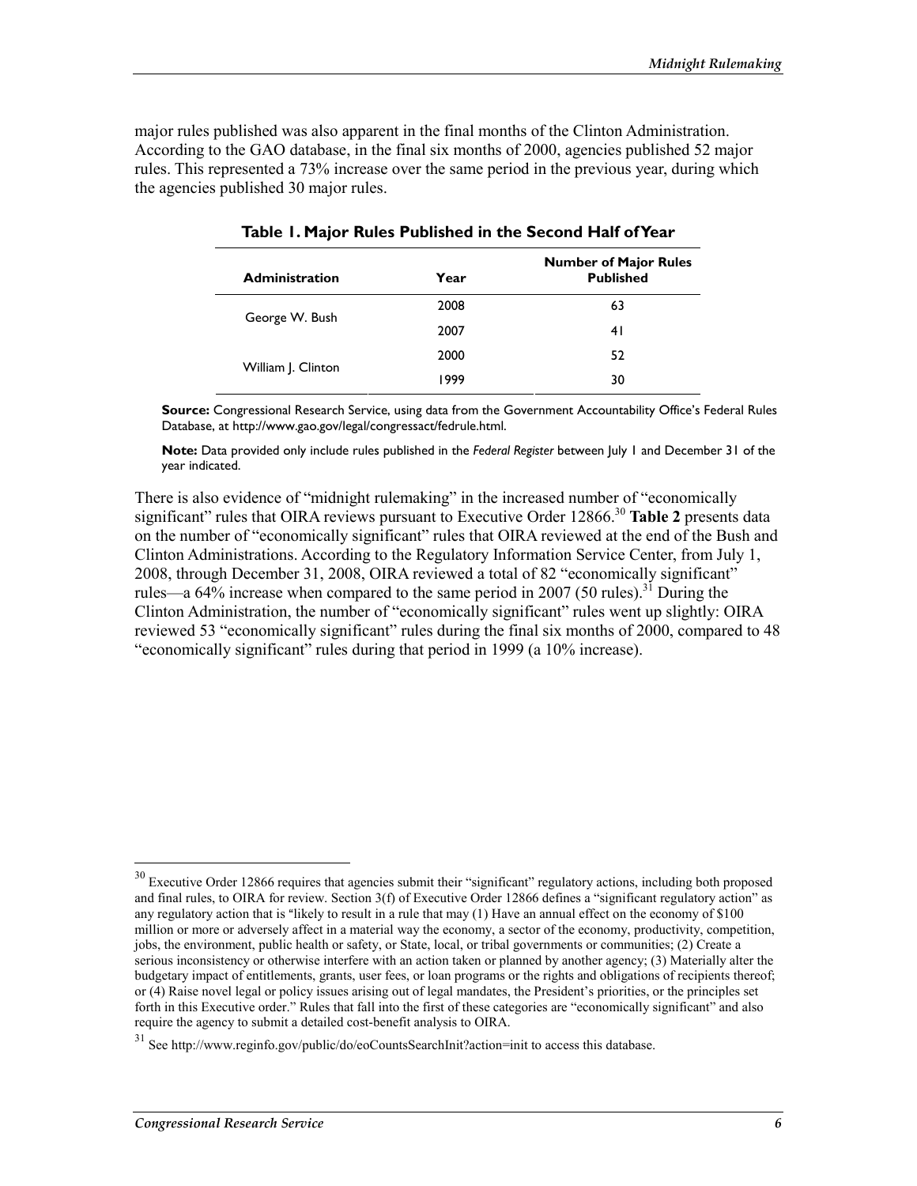major rules published was also apparent in the final months of the Clinton Administration. According to the GAO database, in the final six months of 2000, agencies published 52 major rules. This represented a 73% increase over the same period in the previous year, during which the agencies published 30 major rules.

**Table 1. Major Rules Published in the Second Half of Year**

| Administration | Year | Number of Major Rules Published |
|---|---|---|
| George W. Bush | 2008 | 63 |
| | 2007 | 41 |
| William J. Clinton | 2000 | 52 |
| | 1999 | 30 |

**Source:** Congressional Research Service, using data from the Government Accountability Office's Federal Rules Database, at http://www.gao.gov/legal/congressact/fedrule.html.

**Note:** Data provided only include rules published in the *Federal Register* between July 1 and December 31 of the year indicated.

There is also evidence of "midnight rulemaking" in the increased number of "economically significant" rules that OIRA reviews pursuant to Executive Order 12866.[30] **Table 2** presents data on the number of "economically significant" rules that OIRA reviewed at the end of the Bush and Clinton Administrations. According to the Regulatory Information Service Center, from July 1, 2008, through December 31, 2008, OIRA reviewed a total of 82 "economically significant" rules—a 64% increase when compared to the same period in 2007 (50 rules).[31] During the Clinton Administration, the number of "economically significant" rules went up slightly: OIRA reviewed 53 "economically significant" rules during the final six months of 2000, compared to 48 "economically significant" rules during that period in 1999 (a 10% increase).

---

[30] Executive Order 12866 requires that agencies submit their "significant" regulatory actions, including both proposed and final rules, to OIRA for review. Section 3(f) of Executive Order 12866 defines a "significant regulatory action" as any regulatory action that is "likely to result in a rule that may (1) Have an annual effect on the economy of $100 million or more or adversely affect in a material way the economy, a sector of the economy, productivity, competition, jobs, the environment, public health or safety, or State, local, or tribal governments or communities; (2) Create a serious inconsistency or otherwise interfere with an action taken or planned by another agency; (3) Materially alter the budgetary impact of entitlements, grants, user fees, or loan programs or the rights and obligations of recipients thereof; or (4) Raise novel legal or policy issues arising out of legal mandates, the President's priorities, or the principles set forth in this Executive order." Rules that fall into the first of these categories are "economically significant" and also require the agency to submit a detailed cost-benefit analysis to OIRA.

[31] See http://www.reginfo.gov/public/do/eoCountsSearchInit?action=init to access this database.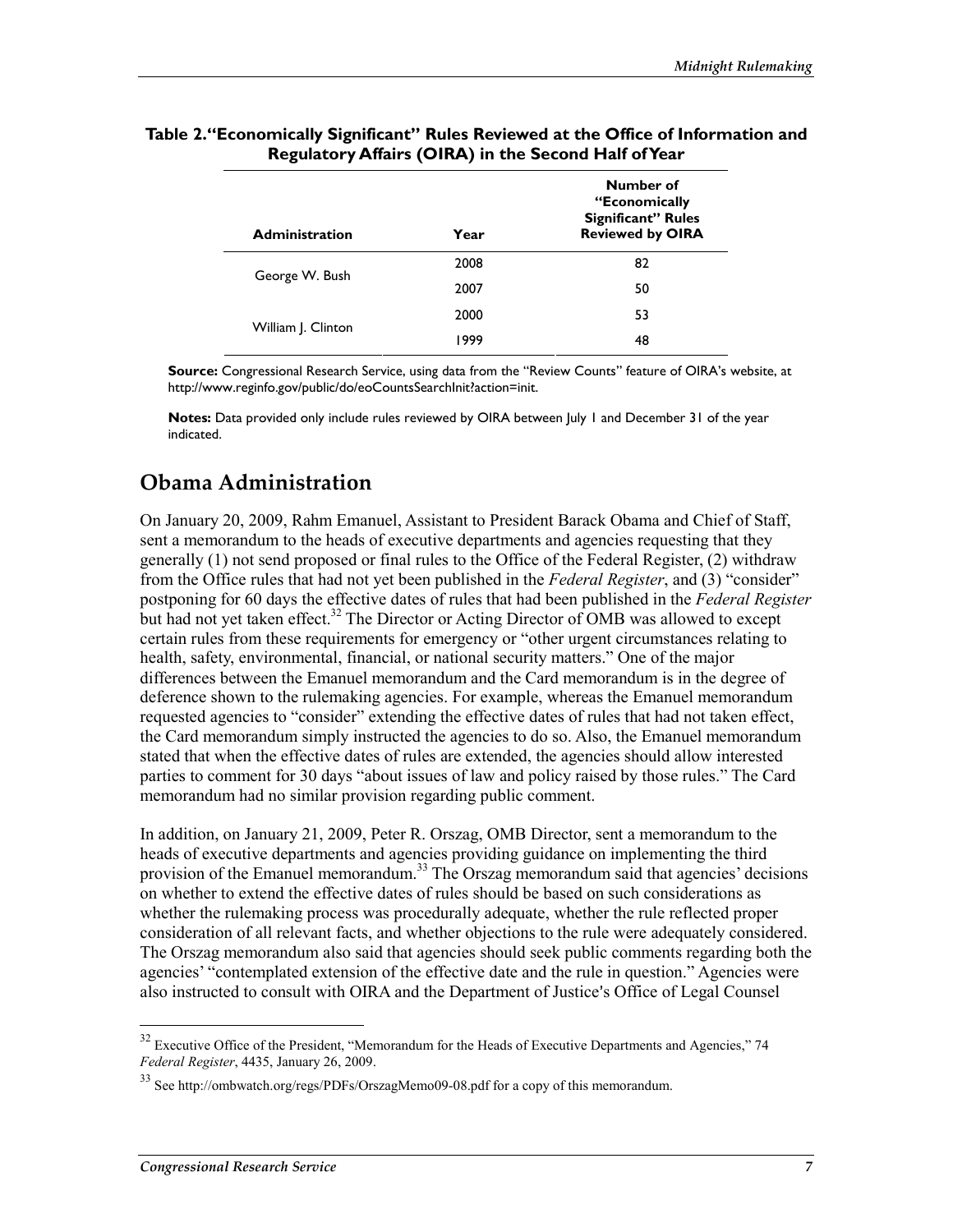**Table 2. "Economically Significant" Rules Reviewed at the Office of Information and Regulatory Affairs (OIRA) in the Second Half of Year**

| Administration | Year | Number of "Economically Significant" Rules Reviewed by OIRA |
| --- | --- | --- |
| George W. Bush | 2008 | 82 |
| | 2007 | 50 |
| William J. Clinton | 2000 | 53 |
| | 1999 | 48 |

**Source:** Congressional Research Service, using data from the "Review Counts" feature of OIRA's website, at http://www.reginfo.gov/public/do/eoCountsSearchInit?action=init.

**Notes:** Data provided only include rules reviewed by OIRA between July 1 and December 31 of the year indicated.

## Obama Administration

On January 20, 2009, Rahm Emanuel, Assistant to President Barack Obama and Chief of Staff, sent a memorandum to the heads of executive departments and agencies requesting that they generally (1) not send proposed or final rules to the Office of the Federal Register, (2) withdraw from the Office rules that had not yet been published in the *Federal Register*, and (3) "consider" postponing for 60 days the effective dates of rules that had been published in the *Federal Register* but had not yet taken effect.[32] The Director or Acting Director of OMB was allowed to except certain rules from these requirements for emergency or "other urgent circumstances relating to health, safety, environmental, financial, or national security matters." One of the major differences between the Emanuel memorandum and the Card memorandum is in the degree of deference shown to the rulemaking agencies. For example, whereas the Emanuel memorandum requested agencies to "consider" extending the effective dates of rules that had not taken effect, the Card memorandum simply instructed the agencies to do so. Also, the Emanuel memorandum stated that when the effective dates of rules are extended, the agencies should allow interested parties to comment for 30 days "about issues of law and policy raised by those rules." The Card memorandum had no similar provision regarding public comment.

In addition, on January 21, 2009, Peter R. Orszag, OMB Director, sent a memorandum to the heads of executive departments and agencies providing guidance on implementing the third provision of the Emanuel memorandum.[33] The Orszag memorandum said that agencies' decisions on whether to extend the effective dates of rules should be based on such considerations as whether the rulemaking process was procedurally adequate, whether the rule reflected proper consideration of all relevant facts, and whether objections to the rule were adequately considered. The Orszag memorandum also said that agencies should seek public comments regarding both the agencies' "contemplated extension of the effective date and the rule in question." Agencies were also instructed to consult with OIRA and the Department of Justice's Office of Legal Counsel

[32] Executive Office of the President, "Memorandum for the Heads of Executive Departments and Agencies," 74 *Federal Register*, 4435, January 26, 2009.

[33] See http://ombwatch.org/regs/PDFs/OrszagMemo09-08.pdf for a copy of this memorandum.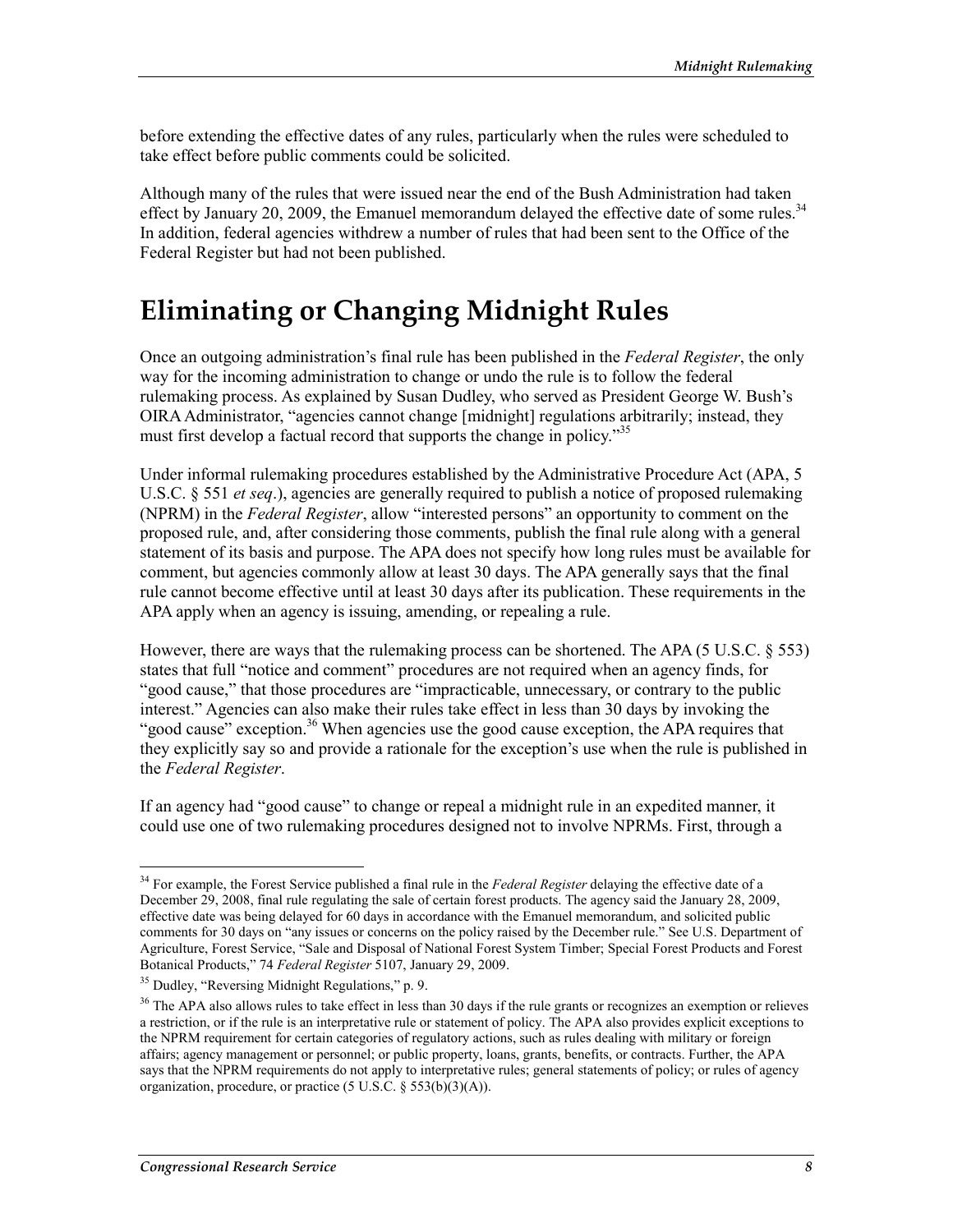before extending the effective dates of any rules, particularly when the rules were scheduled to take effect before public comments could be solicited.

Although many of the rules that were issued near the end of the Bush Administration had taken effect by January 20, 2009, the Emanuel memorandum delayed the effective date of some rules.[34] In addition, federal agencies withdrew a number of rules that had been sent to the Office of the Federal Register but had not been published.

# Eliminating or Changing Midnight Rules

Once an outgoing administration's final rule has been published in the *Federal Register*, the only way for the incoming administration to change or undo the rule is to follow the federal rulemaking process. As explained by Susan Dudley, who served as President George W. Bush's OIRA Administrator, "agencies cannot change [midnight] regulations arbitrarily; instead, they must first develop a factual record that supports the change in policy."[35]

Under informal rulemaking procedures established by the Administrative Procedure Act (APA, 5 U.S.C. § 551 *et seq*.), agencies are generally required to publish a notice of proposed rulemaking (NPRM) in the *Federal Register*, allow "interested persons" an opportunity to comment on the proposed rule, and, after considering those comments, publish the final rule along with a general statement of its basis and purpose. The APA does not specify how long rules must be available for comment, but agencies commonly allow at least 30 days. The APA generally says that the final rule cannot become effective until at least 30 days after its publication. These requirements in the APA apply when an agency is issuing, amending, or repealing a rule.

However, there are ways that the rulemaking process can be shortened. The APA (5 U.S.C. § 553) states that full "notice and comment" procedures are not required when an agency finds, for "good cause," that those procedures are "impracticable, unnecessary, or contrary to the public interest." Agencies can also make their rules take effect in less than 30 days by invoking the "good cause" exception.[36] When agencies use the good cause exception, the APA requires that they explicitly say so and provide a rationale for the exception's use when the rule is published in the *Federal Register*.

If an agency had "good cause" to change or repeal a midnight rule in an expedited manner, it could use one of two rulemaking procedures designed not to involve NPRMs. First, through a

---

[34] For example, the Forest Service published a final rule in the *Federal Register* delaying the effective date of a December 29, 2008, final rule regulating the sale of certain forest products. The agency said the January 28, 2009, effective date was being delayed for 60 days in accordance with the Emanuel memorandum, and solicited public comments for 30 days on "any issues or concerns on the policy raised by the December rule." See U.S. Department of Agriculture, Forest Service, "Sale and Disposal of National Forest System Timber; Special Forest Products and Forest Botanical Products," 74 *Federal Register* 5107, January 29, 2009.

[35] Dudley, "Reversing Midnight Regulations," p. 9.

[36] The APA also allows rules to take effect in less than 30 days if the rule grants or recognizes an exemption or relieves a restriction, or if the rule is an interpretative rule or statement of policy. The APA also provides explicit exceptions to the NPRM requirement for certain categories of regulatory actions, such as rules dealing with military or foreign affairs; agency management or personnel; or public property, loans, grants, benefits, or contracts. Further, the APA says that the NPRM requirements do not apply to interpretative rules; general statements of policy; or rules of agency organization, procedure, or practice (5 U.S.C. § 553(b)(3)(A)).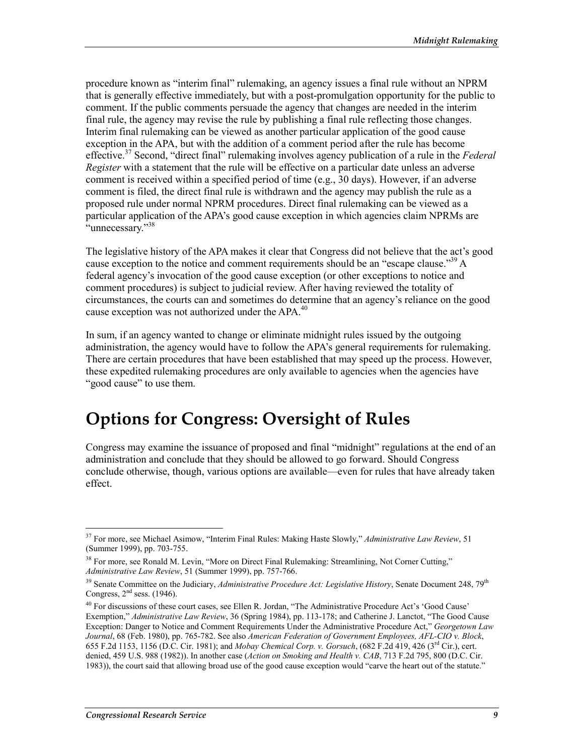procedure known as "interim final" rulemaking, an agency issues a final rule without an NPRM that is generally effective immediately, but with a post-promulgation opportunity for the public to comment. If the public comments persuade the agency that changes are needed in the interim final rule, the agency may revise the rule by publishing a final rule reflecting those changes. Interim final rulemaking can be viewed as another particular application of the good cause exception in the APA, but with the addition of a comment period after the rule has become effective.[37] Second, "direct final" rulemaking involves agency publication of a rule in the *Federal Register* with a statement that the rule will be effective on a particular date unless an adverse comment is received within a specified period of time (e.g., 30 days). However, if an adverse comment is filed, the direct final rule is withdrawn and the agency may publish the rule as a proposed rule under normal NPRM procedures. Direct final rulemaking can be viewed as a particular application of the APA's good cause exception in which agencies claim NPRMs are "unnecessary."[38]

The legislative history of the APA makes it clear that Congress did not believe that the act's good cause exception to the notice and comment requirements should be an "escape clause."[39] A federal agency's invocation of the good cause exception (or other exceptions to notice and comment procedures) is subject to judicial review. After having reviewed the totality of circumstances, the courts can and sometimes do determine that an agency's reliance on the good cause exception was not authorized under the APA.[40]

In sum, if an agency wanted to change or eliminate midnight rules issued by the outgoing administration, the agency would have to follow the APA's general requirements for rulemaking. There are certain procedures that have been established that may speed up the process. However, these expedited rulemaking procedures are only available to agencies when the agencies have "good cause" to use them.

# Options for Congress: Oversight of Rules

Congress may examine the issuance of proposed and final "midnight" regulations at the end of an administration and conclude that they should be allowed to go forward. Should Congress conclude otherwise, though, various options are available—even for rules that have already taken effect.

---

[37] For more, see Michael Asimow, "Interim Final Rules: Making Haste Slowly," *Administrative Law Review*, 51 (Summer 1999), pp. 703-755.

[38] For more, see Ronald M. Levin, "More on Direct Final Rulemaking: Streamlining, Not Corner Cutting," *Administrative Law Review*, 51 (Summer 1999), pp. 757-766.

[39] Senate Committee on the Judiciary, *Administrative Procedure Act: Legislative History*, Senate Document 248, 79th Congress, 2nd sess. (1946).

[40] For discussions of these court cases, see Ellen R. Jordan, "The Administrative Procedure Act's 'Good Cause' Exemption," *Administrative Law Review*, 36 (Spring 1984), pp. 113-178; and Catherine J. Lanctot, "The Good Cause Exception: Danger to Notice and Comment Requirements Under the Administrative Procedure Act," *Georgetown Law Journal*, 68 (Feb. 1980), pp. 765-782. See also *American Federation of Government Employees, AFL-CIO v. Block*, 655 F.2d 1153, 1156 (D.C. Cir. 1981); and *Mobay Chemical Corp. v. Gorsuch*, (682 F.2d 419, 426 (3rd Cir.), cert. denied, 459 U.S. 988 (1982)). In another case (*Action on Smoking and Health v. CAB*, 713 F.2d 795, 800 (D.C. Cir. 1983)), the court said that allowing broad use of the good cause exception would "carve the heart out of the statute."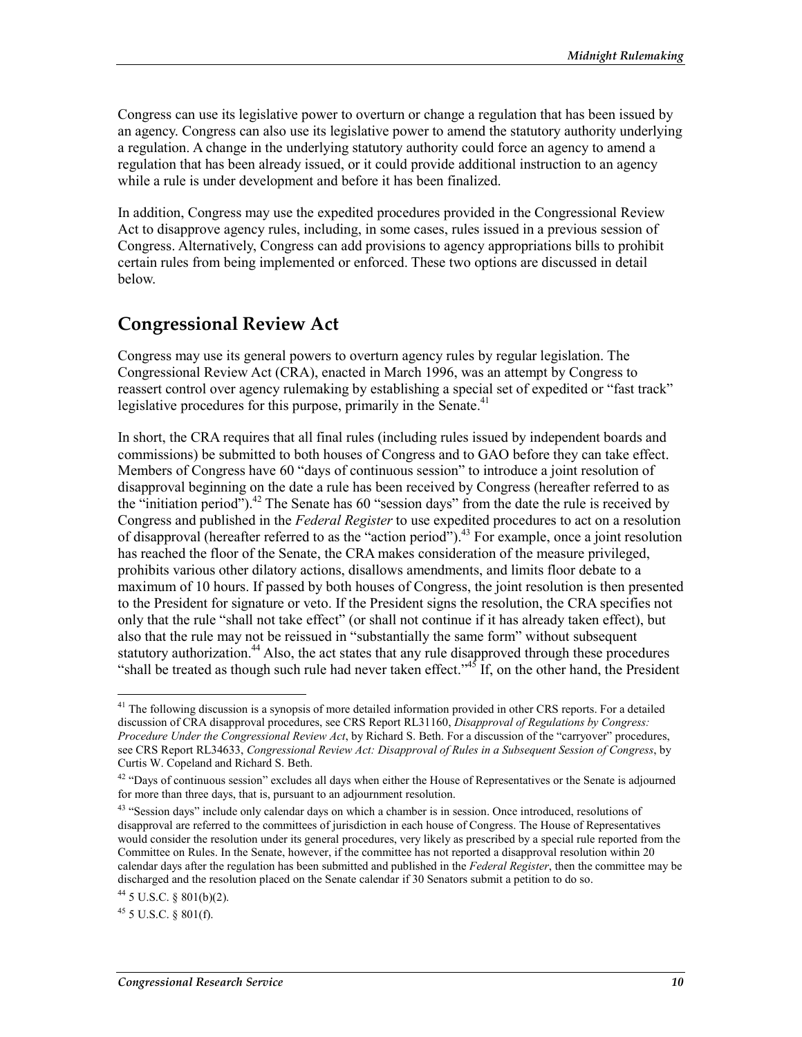Congress can use its legislative power to overturn or change a regulation that has been issued by an agency. Congress can also use its legislative power to amend the statutory authority underlying a regulation. A change in the underlying statutory authority could force an agency to amend a regulation that has been already issued, or it could provide additional instruction to an agency while a rule is under development and before it has been finalized.

In addition, Congress may use the expedited procedures provided in the Congressional Review Act to disapprove agency rules, including, in some cases, rules issued in a previous session of Congress. Alternatively, Congress can add provisions to agency appropriations bills to prohibit certain rules from being implemented or enforced. These two options are discussed in detail below.

## Congressional Review Act

Congress may use its general powers to overturn agency rules by regular legislation. The Congressional Review Act (CRA), enacted in March 1996, was an attempt by Congress to reassert control over agency rulemaking by establishing a special set of expedited or "fast track" legislative procedures for this purpose, primarily in the Senate.[41]

In short, the CRA requires that all final rules (including rules issued by independent boards and commissions) be submitted to both houses of Congress and to GAO before they can take effect. Members of Congress have 60 "days of continuous session" to introduce a joint resolution of disapproval beginning on the date a rule has been received by Congress (hereafter referred to as the "initiation period").[42] The Senate has 60 "session days" from the date the rule is received by Congress and published in the *Federal Register* to use expedited procedures to act on a resolution of disapproval (hereafter referred to as the "action period").[43] For example, once a joint resolution has reached the floor of the Senate, the CRA makes consideration of the measure privileged, prohibits various other dilatory actions, disallows amendments, and limits floor debate to a maximum of 10 hours. If passed by both houses of Congress, the joint resolution is then presented to the President for signature or veto. If the President signs the resolution, the CRA specifies not only that the rule "shall not take effect" (or shall not continue if it has already taken effect), but also that the rule may not be reissued in "substantially the same form" without subsequent statutory authorization.[44] Also, the act states that any rule disapproved through these procedures "shall be treated as though such rule had never taken effect."[45] If, on the other hand, the President

---

[41] The following discussion is a synopsis of more detailed information provided in other CRS reports. For a detailed discussion of CRA disapproval procedures, see CRS Report RL31160, *Disapproval of Regulations by Congress: Procedure Under the Congressional Review Act*, by Richard S. Beth. For a discussion of the "carryover" procedures, see CRS Report RL34633, *Congressional Review Act: Disapproval of Rules in a Subsequent Session of Congress*, by Curtis W. Copeland and Richard S. Beth.

[42] "Days of continuous session" excludes all days when either the House of Representatives or the Senate is adjourned for more than three days, that is, pursuant to an adjournment resolution.

[43] "Session days" include only calendar days on which a chamber is in session. Once introduced, resolutions of disapproval are referred to the committees of jurisdiction in each house of Congress. The House of Representatives would consider the resolution under its general procedures, very likely as prescribed by a special rule reported from the Committee on Rules. In the Senate, however, if the committee has not reported a disapproval resolution within 20 calendar days after the regulation has been submitted and published in the *Federal Register*, then the committee may be discharged and the resolution placed on the Senate calendar if 30 Senators submit a petition to do so.

[44] 5 U.S.C. § 801(b)(2).

[45] 5 U.S.C. § 801(f).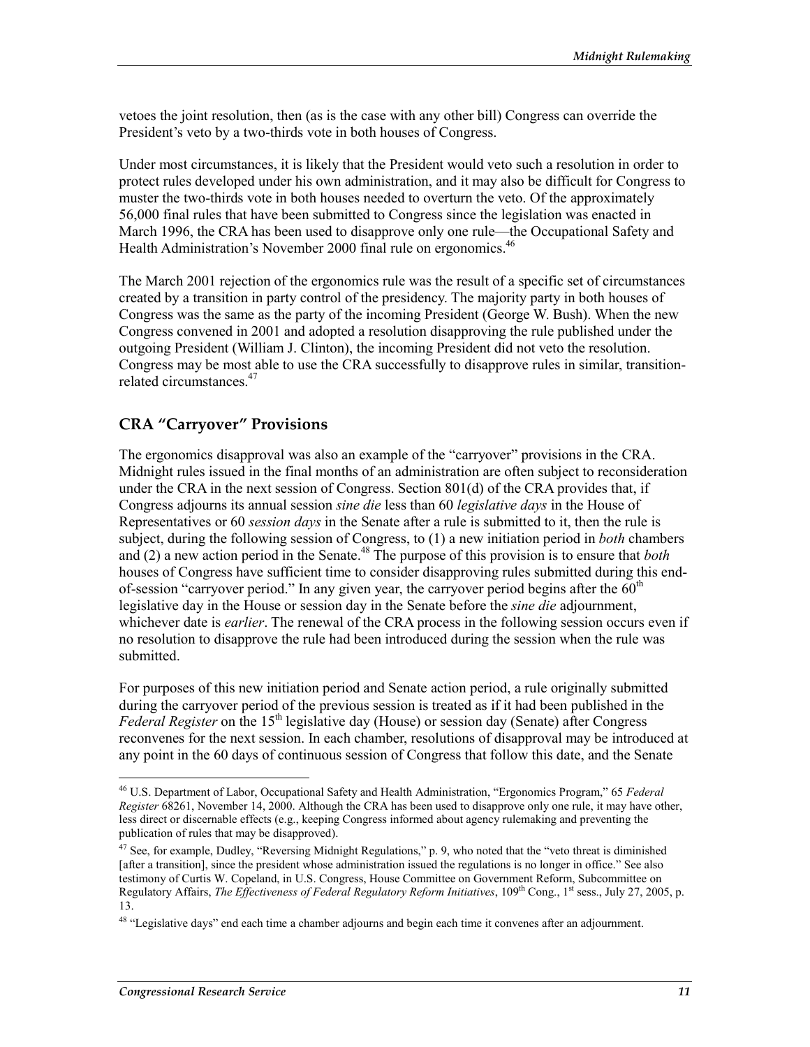vetoes the joint resolution, then (as is the case with any other bill) Congress can override the President's veto by a two-thirds vote in both houses of Congress.

Under most circumstances, it is likely that the President would veto such a resolution in order to protect rules developed under his own administration, and it may also be difficult for Congress to muster the two-thirds vote in both houses needed to overturn the veto. Of the approximately 56,000 final rules that have been submitted to Congress since the legislation was enacted in March 1996, the CRA has been used to disapprove only one rule—the Occupational Safety and Health Administration's November 2000 final rule on ergonomics.[46]

The March 2001 rejection of the ergonomics rule was the result of a specific set of circumstances created by a transition in party control of the presidency. The majority party in both houses of Congress was the same as the party of the incoming President (George W. Bush). When the new Congress convened in 2001 and adopted a resolution disapproving the rule published under the outgoing President (William J. Clinton), the incoming President did not veto the resolution. Congress may be most able to use the CRA successfully to disapprove rules in similar, transition-related circumstances.[47]

## CRA "Carryover" Provisions

The ergonomics disapproval was also an example of the "carryover" provisions in the CRA. Midnight rules issued in the final months of an administration are often subject to reconsideration under the CRA in the next session of Congress. Section 801(d) of the CRA provides that, if Congress adjourns its annual session *sine die* less than 60 *legislative days* in the House of Representatives or 60 *session days* in the Senate after a rule is submitted to it, then the rule is subject, during the following session of Congress, to (1) a new initiation period in *both* chambers and (2) a new action period in the Senate.[48] The purpose of this provision is to ensure that *both* houses of Congress have sufficient time to consider disapproving rules submitted during this end-of-session "carryover period." In any given year, the carryover period begins after the 60th legislative day in the House or session day in the Senate before the *sine die* adjournment, whichever date is *earlier*. The renewal of the CRA process in the following session occurs even if no resolution to disapprove the rule had been introduced during the session when the rule was submitted.

For purposes of this new initiation period and Senate action period, a rule originally submitted during the carryover period of the previous session is treated as if it had been published in the *Federal Register* on the 15th legislative day (House) or session day (Senate) after Congress reconvenes for the next session. In each chamber, resolutions of disapproval may be introduced at any point in the 60 days of continuous session of Congress that follow this date, and the Senate

---

[46] U.S. Department of Labor, Occupational Safety and Health Administration, "Ergonomics Program," 65 *Federal Register* 68261, November 14, 2000. Although the CRA has been used to disapprove only one rule, it may have other, less direct or discernable effects (e.g., keeping Congress informed about agency rulemaking and preventing the publication of rules that may be disapproved).

[47] See, for example, Dudley, "Reversing Midnight Regulations," p. 9, who noted that the "veto threat is diminished [after a transition], since the president whose administration issued the regulations is no longer in office." See also testimony of Curtis W. Copeland, in U.S. Congress, House Committee on Government Reform, Subcommittee on Regulatory Affairs, *The Effectiveness of Federal Regulatory Reform Initiatives*, 109th Cong., 1st sess., July 27, 2005, p. 13.

[48] "Legislative days" end each time a chamber adjourns and begin each time it convenes after an adjournment.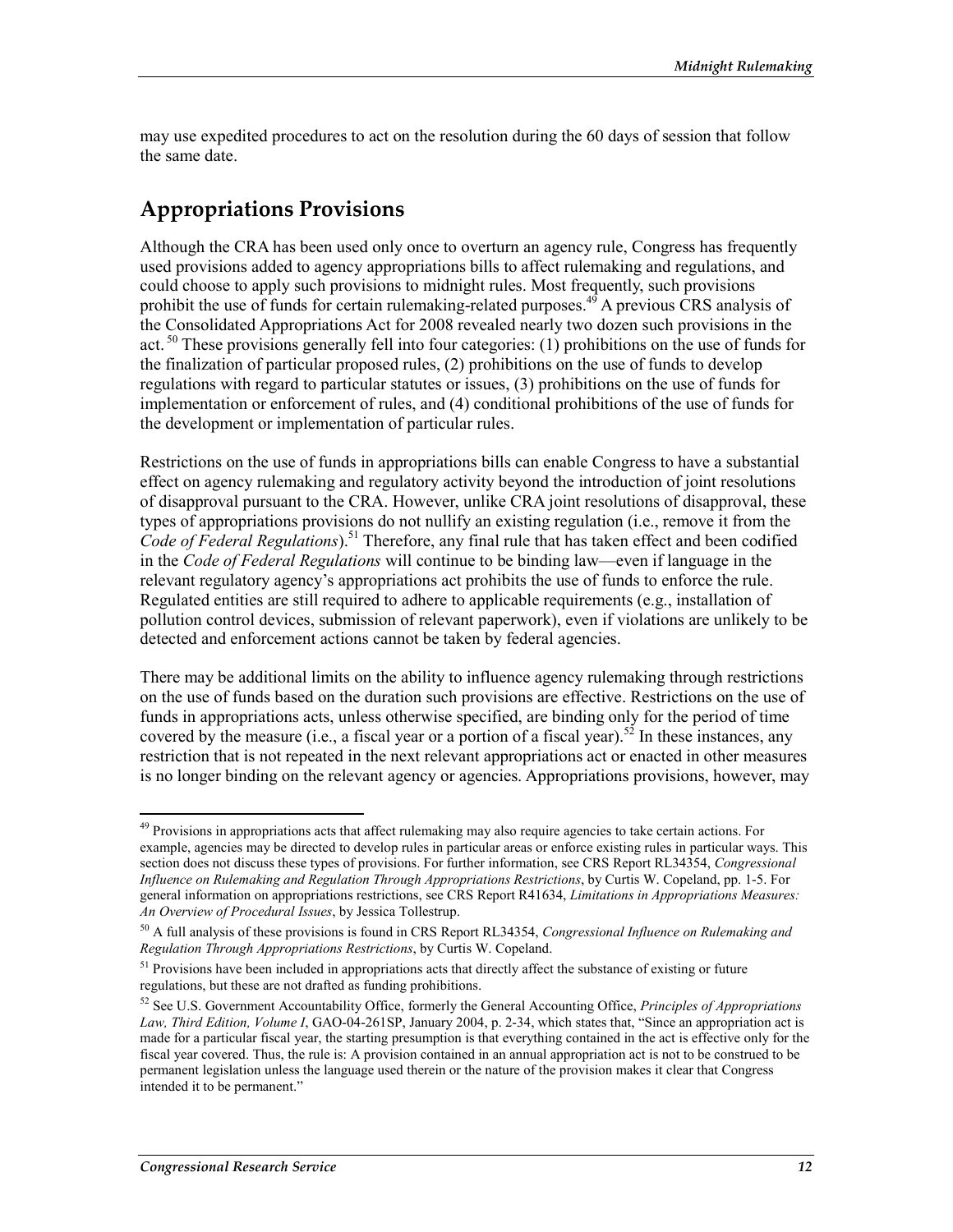may use expedited procedures to act on the resolution during the 60 days of session that follow the same date.

## Appropriations Provisions

Although the CRA has been used only once to overturn an agency rule, Congress has frequently used provisions added to agency appropriations bills to affect rulemaking and regulations, and could choose to apply such provisions to midnight rules. Most frequently, such provisions prohibit the use of funds for certain rulemaking-related purposes.[49] A previous CRS analysis of the Consolidated Appropriations Act for 2008 revealed nearly two dozen such provisions in the act.[50] These provisions generally fell into four categories: (1) prohibitions on the use of funds for the finalization of particular proposed rules, (2) prohibitions on the use of funds to develop regulations with regard to particular statutes or issues, (3) prohibitions on the use of funds for implementation or enforcement of rules, and (4) conditional prohibitions of the use of funds for the development or implementation of particular rules.

Restrictions on the use of funds in appropriations bills can enable Congress to have a substantial effect on agency rulemaking and regulatory activity beyond the introduction of joint resolutions of disapproval pursuant to the CRA. However, unlike CRA joint resolutions of disapproval, these types of appropriations provisions do not nullify an existing regulation (i.e., remove it from the *Code of Federal Regulations*).[51] Therefore, any final rule that has taken effect and been codified in the *Code of Federal Regulations* will continue to be binding law—even if language in the relevant regulatory agency's appropriations act prohibits the use of funds to enforce the rule. Regulated entities are still required to adhere to applicable requirements (e.g., installation of pollution control devices, submission of relevant paperwork), even if violations are unlikely to be detected and enforcement actions cannot be taken by federal agencies.

There may be additional limits on the ability to influence agency rulemaking through restrictions on the use of funds based on the duration such provisions are effective. Restrictions on the use of funds in appropriations acts, unless otherwise specified, are binding only for the period of time covered by the measure (i.e., a fiscal year or a portion of a fiscal year).[52] In these instances, any restriction that is not repeated in the next relevant appropriations act or enacted in other measures is no longer binding on the relevant agency or agencies. Appropriations provisions, however, may

---

[49] Provisions in appropriations acts that affect rulemaking may also require agencies to take certain actions. For example, agencies may be directed to develop rules in particular areas or enforce existing rules in particular ways. This section does not discuss these types of provisions. For further information, see CRS Report RL34354, *Congressional Influence on Rulemaking and Regulation Through Appropriations Restrictions*, by Curtis W. Copeland, pp. 1-5. For general information on appropriations restrictions, see CRS Report R41634, *Limitations in Appropriations Measures: An Overview of Procedural Issues*, by Jessica Tollestrup.

[50] A full analysis of these provisions is found in CRS Report RL34354, *Congressional Influence on Rulemaking and Regulation Through Appropriations Restrictions*, by Curtis W. Copeland.

[51] Provisions have been included in appropriations acts that directly affect the substance of existing or future regulations, but these are not drafted as funding prohibitions.

[52] See U.S. Government Accountability Office, formerly the General Accounting Office, *Principles of Appropriations Law, Third Edition, Volume I*, GAO-04-261SP, January 2004, p. 2-34, which states that, "Since an appropriation act is made for a particular fiscal year, the starting presumption is that everything contained in the act is effective only for the fiscal year covered. Thus, the rule is: A provision contained in an annual appropriation act is not to be construed to be permanent legislation unless the language used therein or the nature of the provision makes it clear that Congress intended it to be permanent."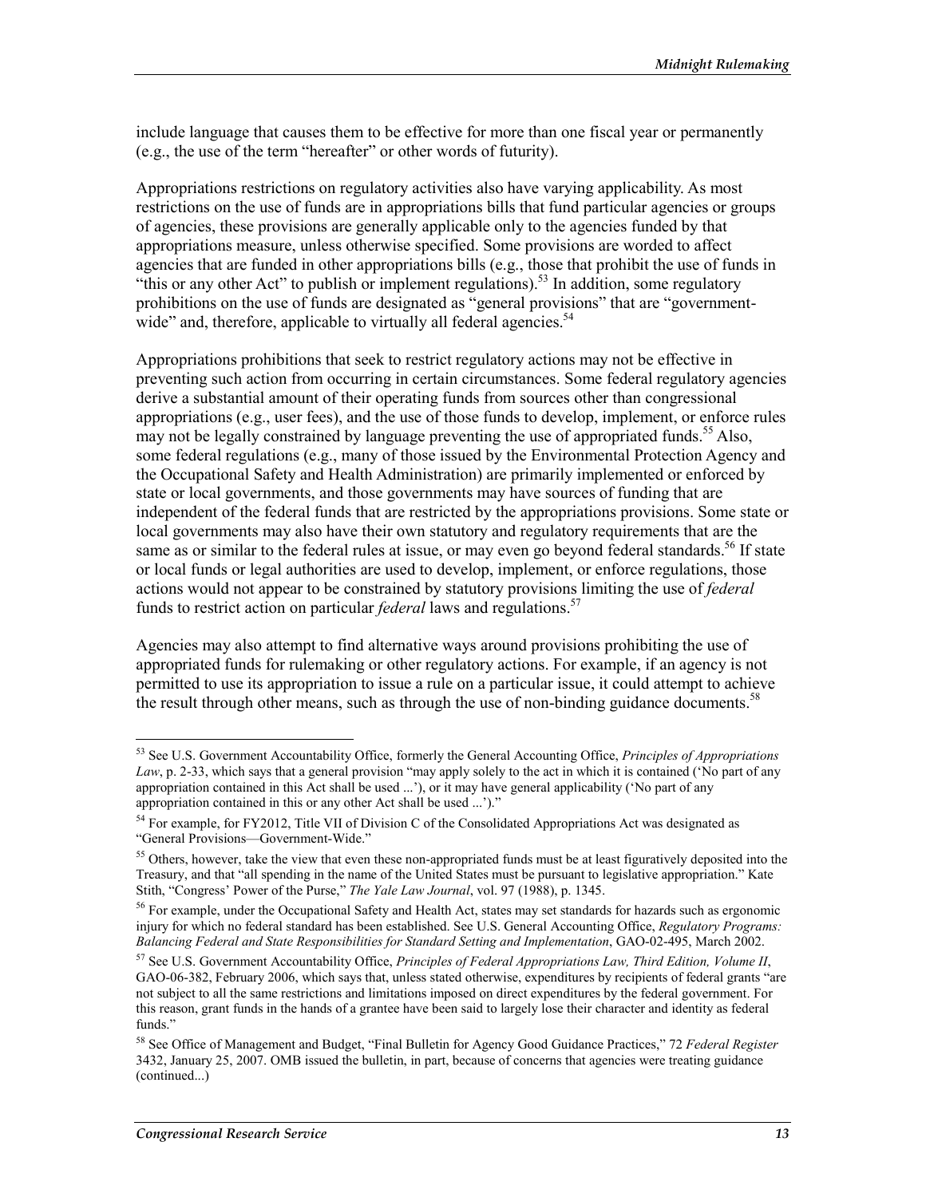include language that causes them to be effective for more than one fiscal year or permanently (e.g., the use of the term "hereafter" or other words of futurity).

Appropriations restrictions on regulatory activities also have varying applicability. As most restrictions on the use of funds are in appropriations bills that fund particular agencies or groups of agencies, these provisions are generally applicable only to the agencies funded by that appropriations measure, unless otherwise specified. Some provisions are worded to affect agencies that are funded in other appropriations bills (e.g., those that prohibit the use of funds in "this or any other Act" to publish or implement regulations).[53] In addition, some regulatory prohibitions on the use of funds are designated as "general provisions" that are "government-wide" and, therefore, applicable to virtually all federal agencies.[54]

Appropriations prohibitions that seek to restrict regulatory actions may not be effective in preventing such action from occurring in certain circumstances. Some federal regulatory agencies derive a substantial amount of their operating funds from sources other than congressional appropriations (e.g., user fees), and the use of those funds to develop, implement, or enforce rules may not be legally constrained by language preventing the use of appropriated funds.[55] Also, some federal regulations (e.g., many of those issued by the Environmental Protection Agency and the Occupational Safety and Health Administration) are primarily implemented or enforced by state or local governments, and those governments may have sources of funding that are independent of the federal funds that are restricted by the appropriations provisions. Some state or local governments may also have their own statutory and regulatory requirements that are the same as or similar to the federal rules at issue, or may even go beyond federal standards.[56] If state or local funds or legal authorities are used to develop, implement, or enforce regulations, those actions would not appear to be constrained by statutory provisions limiting the use of *federal* funds to restrict action on particular *federal* laws and regulations.[57]

Agencies may also attempt to find alternative ways around provisions prohibiting the use of appropriated funds for rulemaking or other regulatory actions. For example, if an agency is not permitted to use its appropriation to issue a rule on a particular issue, it could attempt to achieve the result through other means, such as through the use of non-binding guidance documents.[58]

---

[53] See U.S. Government Accountability Office, formerly the General Accounting Office, *Principles of Appropriations Law*, p. 2-33, which says that a general provision "may apply solely to the act in which it is contained ('No part of any appropriation contained in this Act shall be used ...'), or it may have general applicability ('No part of any appropriation contained in this or any other Act shall be used ...')."

[54] For example, for FY2012, Title VII of Division C of the Consolidated Appropriations Act was designated as "General Provisions—Government-Wide."

[55] Others, however, take the view that even these non-appropriated funds must be at least figuratively deposited into the Treasury, and that "all spending in the name of the United States must be pursuant to legislative appropriation." Kate Stith, "Congress' Power of the Purse," *The Yale Law Journal*, vol. 97 (1988), p. 1345.

[56] For example, under the Occupational Safety and Health Act, states may set standards for hazards such as ergonomic injury for which no federal standard has been established. See U.S. General Accounting Office, *Regulatory Programs: Balancing Federal and State Responsibilities for Standard Setting and Implementation*, GAO-02-495, March 2002.

[57] See U.S. Government Accountability Office, *Principles of Federal Appropriations Law, Third Edition, Volume II*, GAO-06-382, February 2006, which says that, unless stated otherwise, expenditures by recipients of federal grants "are not subject to all the same restrictions and limitations imposed on direct expenditures by the federal government. For this reason, grant funds in the hands of a grantee have been said to largely lose their character and identity as federal funds."

[58] See Office of Management and Budget, "Final Bulletin for Agency Good Guidance Practices," 72 *Federal Register* 3432, January 25, 2007. OMB issued the bulletin, in part, because of concerns that agencies were treating guidance (continued...)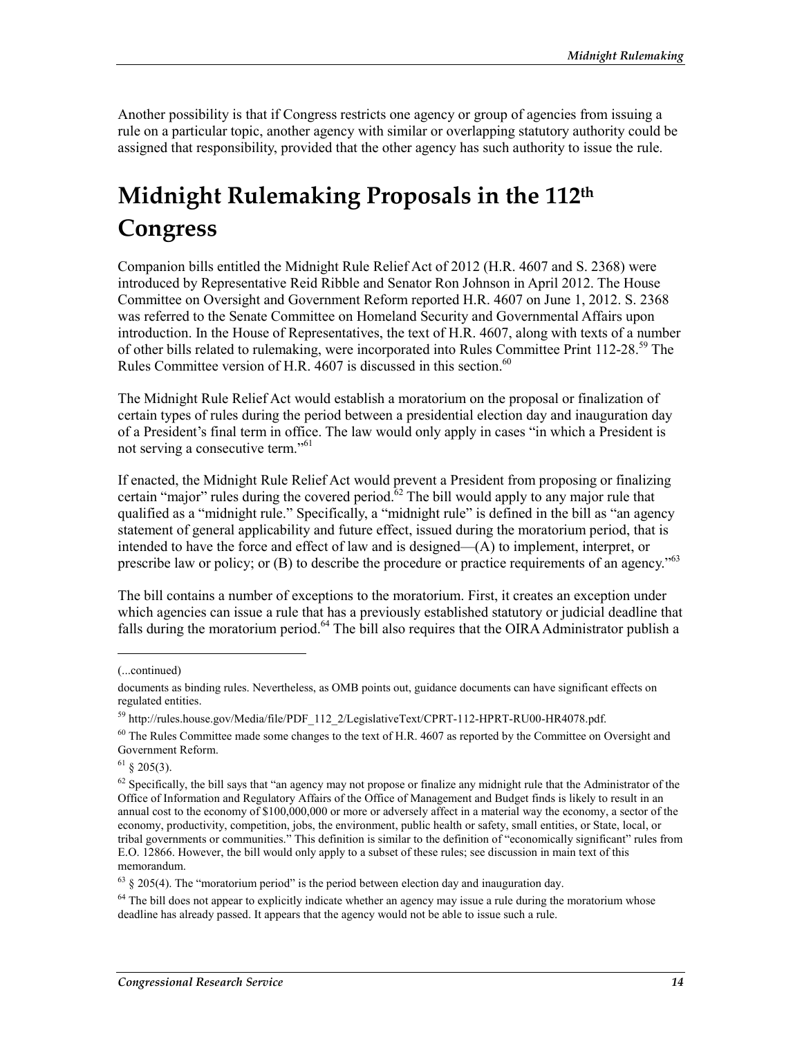Another possibility is that if Congress restricts one agency or group of agencies from issuing a rule on a particular topic, another agency with similar or overlapping statutory authority could be assigned that responsibility, provided that the other agency has such authority to issue the rule.

# Midnight Rulemaking Proposals in the 112th Congress

Companion bills entitled the Midnight Rule Relief Act of 2012 (H.R. 4607 and S. 2368) were introduced by Representative Reid Ribble and Senator Ron Johnson in April 2012. The House Committee on Oversight and Government Reform reported H.R. 4607 on June 1, 2012. S. 2368 was referred to the Senate Committee on Homeland Security and Governmental Affairs upon introduction. In the House of Representatives, the text of H.R. 4607, along with texts of a number of other bills related to rulemaking, were incorporated into Rules Committee Print 112-28.[59] The Rules Committee version of H.R. 4607 is discussed in this section.[60]

The Midnight Rule Relief Act would establish a moratorium on the proposal or finalization of certain types of rules during the period between a presidential election day and inauguration day of a President's final term in office. The law would only apply in cases "in which a President is not serving a consecutive term."[61]

If enacted, the Midnight Rule Relief Act would prevent a President from proposing or finalizing certain "major" rules during the covered period.[62] The bill would apply to any major rule that qualified as a "midnight rule." Specifically, a "midnight rule" is defined in the bill as "an agency statement of general applicability and future effect, issued during the moratorium period, that is intended to have the force and effect of law and is designed—(A) to implement, interpret, or prescribe law or policy; or (B) to describe the procedure or practice requirements of an agency."[63]

The bill contains a number of exceptions to the moratorium. First, it creates an exception under which agencies can issue a rule that has a previously established statutory or judicial deadline that falls during the moratorium period.[64] The bill also requires that the OIRA Administrator publish a

---

(...continued)

documents as binding rules. Nevertheless, as OMB points out, guidance documents can have significant effects on regulated entities.

[59] http://rules.house.gov/Media/file/PDF_112_2/LegislativeText/CPRT-112-HPRT-RU00-HR4078.pdf.

[60] The Rules Committee made some changes to the text of H.R. 4607 as reported by the Committee on Oversight and Government Reform.

[61] § 205(3).

[62] Specifically, the bill says that "an agency may not propose or finalize any midnight rule that the Administrator of the Office of Information and Regulatory Affairs of the Office of Management and Budget finds is likely to result in an annual cost to the economy of $100,000,000 or more or adversely affect in a material way the economy, a sector of the economy, productivity, competition, jobs, the environment, public health or safety, small entities, or State, local, or tribal governments or communities." This definition is similar to the definition of "economically significant" rules from E.O. 12866. However, the bill would only apply to a subset of these rules; see discussion in main text of this memorandum.

[63] § 205(4). The "moratorium period" is the period between election day and inauguration day.

[64] The bill does not appear to explicitly indicate whether an agency may issue a rule during the moratorium whose deadline has already passed. It appears that the agency would not be able to issue such a rule.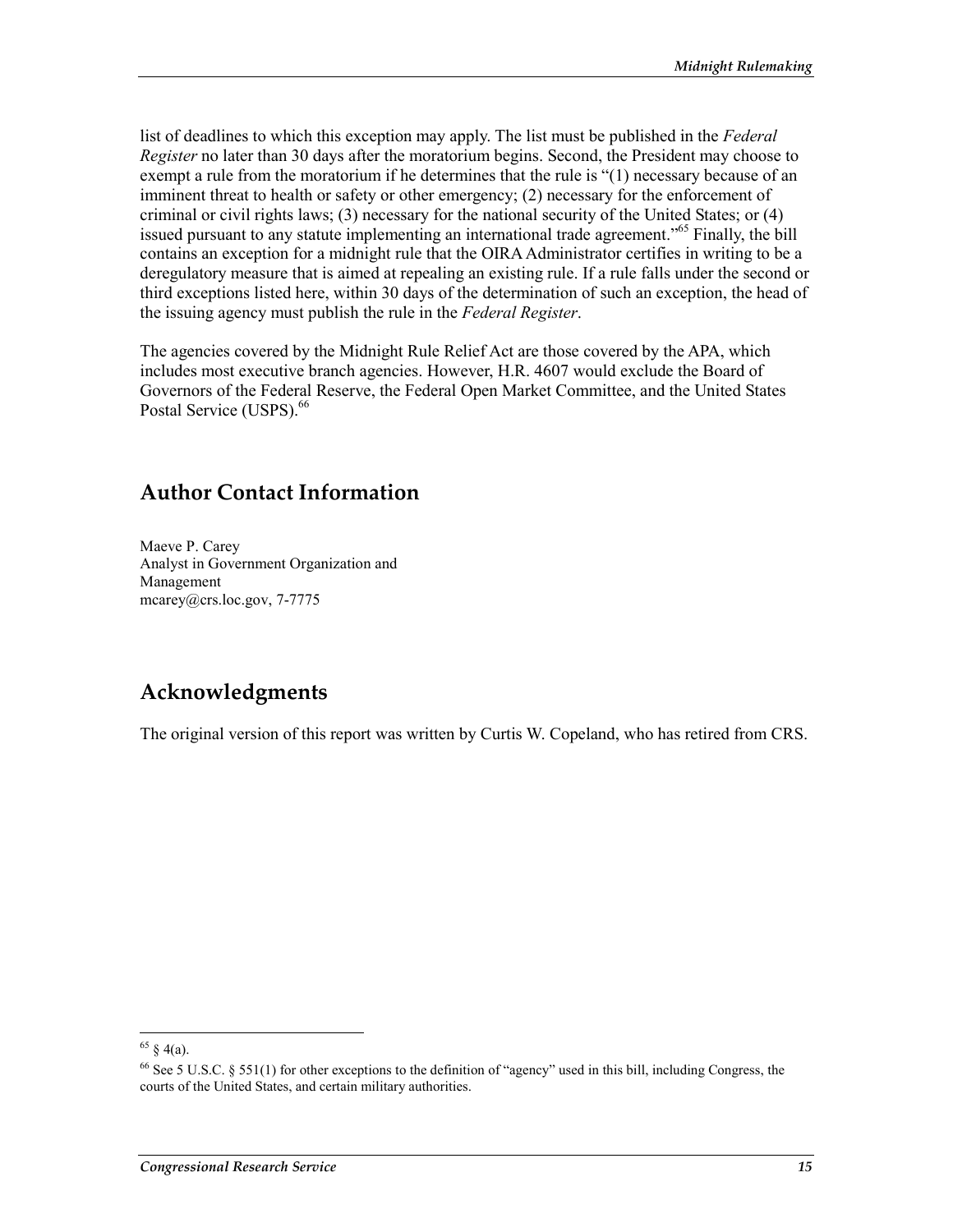list of deadlines to which this exception may apply. The list must be published in the *Federal Register* no later than 30 days after the moratorium begins. Second, the President may choose to exempt a rule from the moratorium if he determines that the rule is "(1) necessary because of an imminent threat to health or safety or other emergency; (2) necessary for the enforcement of criminal or civil rights laws; (3) necessary for the national security of the United States; or (4) issued pursuant to any statute implementing an international trade agreement."[65] Finally, the bill contains an exception for a midnight rule that the OIRA Administrator certifies in writing to be a deregulatory measure that is aimed at repealing an existing rule. If a rule falls under the second or third exceptions listed here, within 30 days of the determination of such an exception, the head of the issuing agency must publish the rule in the *Federal Register*.

The agencies covered by the Midnight Rule Relief Act are those covered by the APA, which includes most executive branch agencies. However, H.R. 4607 would exclude the Board of Governors of the Federal Reserve, the Federal Open Market Committee, and the United States Postal Service (USPS).[66]

## Author Contact Information

Maeve P. Carey
Analyst in Government Organization and Management
mcarey@crs.loc.gov, 7-7775

## Acknowledgments

The original version of this report was written by Curtis W. Copeland, who has retired from CRS.

[65] § 4(a).

[66] See 5 U.S.C. § 551(1) for other exceptions to the definition of "agency" used in this bill, including Congress, the courts of the United States, and certain military authorities.